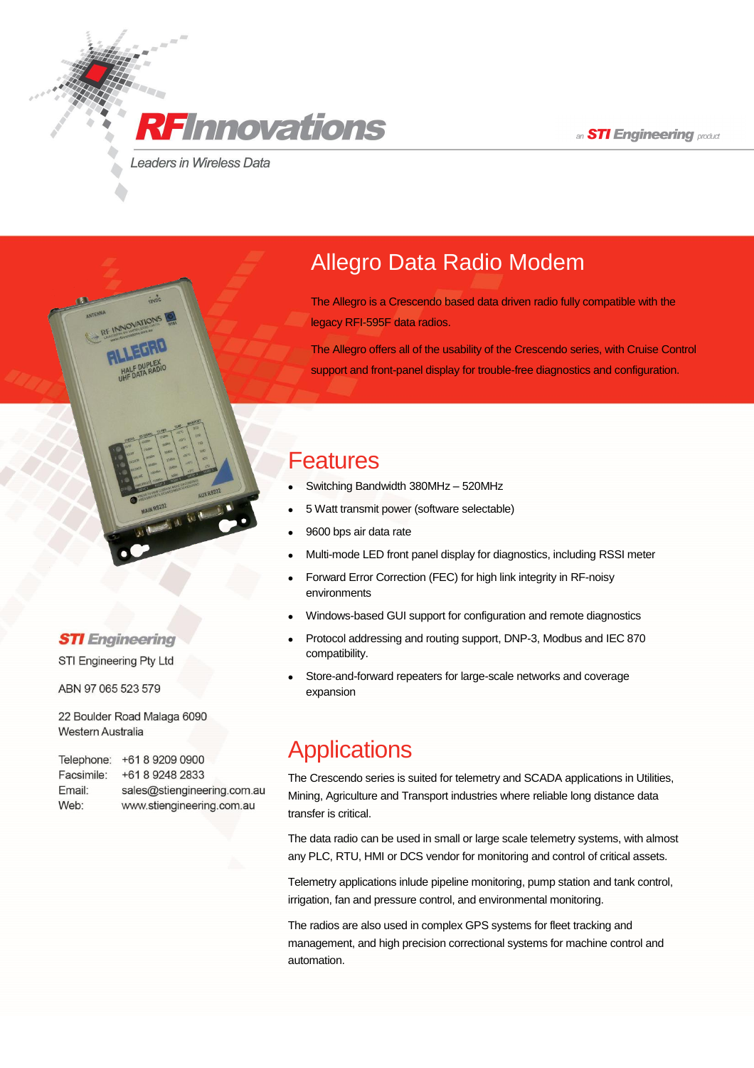RFInnovations

Leaders in Wireless Data

an STI Engineering product

# Allegro Data Radio Modem

The Allegro is a Crescendo based data driven radio fully compatible with the legacy RFI-595F data radios.

The Allegro offers all of the usability of the Crescendo series, with Cruise Control support and front-panel display for trouble-free diagnostics and configuration.

## Features

- Switching Bandwidth 380MHz – 520MHz
- 5 Watt transmit power (software selectable)
- 9600 bps air data rate
- Multi-mode LED front panel display for diagnostics, including RSSI meter
- Forward Error Correction (FEC) for high link integrity in RF-noisy environments
- Windows-based GUI support for configuration and remote diagnostics
- Protocol addressing and routing support, DNP-3, Modbus and IEC 870 compatibility.
- Store-and-forward repeaters for large-scale networks and coverage expansion

## Applications

The Crescendo series is suited for telemetry and SCADA applications in Utilities, Mining, Agriculture and Transport industries where reliable long distance data transfer is critical.

The data radio can be used in small or large scale telemetry systems, with almost any PLC, RTU, HMI or DCS vendor for monitoring and control of critical assets.

Telemetry applications inlude pipeline monitoring, pump station and tank control, irrigation, fan and pressure control, and environmental monitoring.

The radios are also used in complex GPS systems for fleet tracking and management, and high precision correctional systems for machine control and automation.

**STI Engineering**

STI Engineering Pty Ltd

ABN 97 065 523 579

22 Boulder Road Malaga 6090
Western Australia

Telephone: +61 8 9209 0900
Facsimile: +61 8 9248 2833
Email: sales@stiengineering.com.au
Web: www.stiengineering.com.au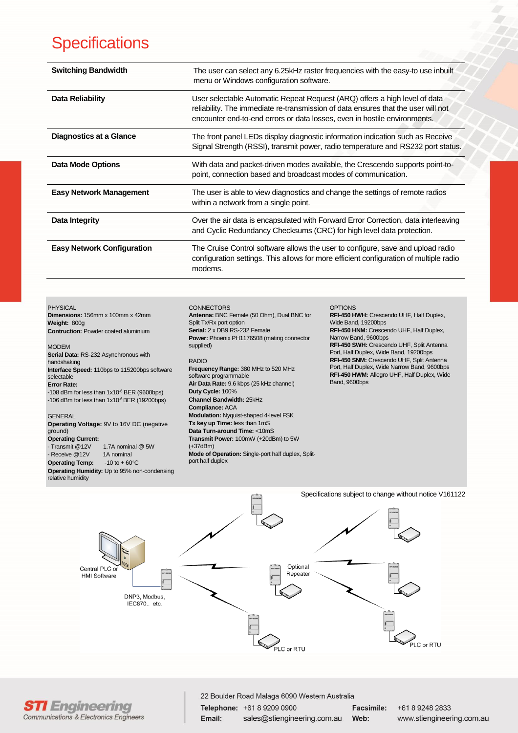# Specifications

| | |
|---|---|
| **Switching Bandwidth** | The user can select any 6.25kHz raster frequencies with the easy-to use inbuilt menu or Windows configuration software. |
| **Data Reliability** | User selectable Automatic Repeat Request (ARQ) offers a high level of data reliability. The immediate re-transmission of data ensures that the user will not encounter end-to-end errors or data losses, even in hostile environments. |
| **Diagnostics at a Glance** | The front panel LEDs display diagnostic information indication such as Receive Signal Strength (RSSI), transmit power, radio temperature and RS232 port status. |
| **Data Mode Options** | With data and packet-driven modes available, the Crescendo supports point-to-point, connection based and broadcast modes of communication. |
| **Easy Network Management** | The user is able to view diagnostics and change the settings of remote radios within a network from a single point. |
| **Data Integrity** | Over the air data is encapsulated with Forward Error Correction, data interleaving and Cyclic Redundancy Checksums (CRC) for high level data protection. |
| **Easy Network Configuration** | The Cruise Control software allows the user to configure, save and upload radio configuration settings. This allows for more efficient configuration of multiple radio modems. |

PHYSICAL

**Dimensions:** 156mm x 100mm x 42mm
**Weight:** 800g
**Contruction:** Powder coated aluminium

MODEM

**Serial Data:** RS-232 Asynchronous with handshaking
**Interface Speed:** 110bps to 115200bps software selectable
**Error Rate:**
-108 dBm for less than $1x10^{-6}$ BER (9600bps)
-106 dBm for less than $1x10^{-6}$ BER (19200bps)

GENERAL

**Operating Voltage:** 9V to 16V DC (negative ground)
**Operating Current:**
- Transmit @12V 1.7A nominal @ 5W
- Receive @12V 1A nominal

**Operating Temp:** -10 to + 60°C
**Operating Humidity:** Up to 95% non-condensing relative humidity

CONNECTORS

**Antenna:** BNC Female (50 Ohm), Dual BNC for Split Tx/Rx port option
**Serial:** 2 x DB9 RS-232 Female
**Power:** Phoenix PH1176508 (mating connector supplied)

RADIO

**Frequency Range:** 380 MHz to 520 MHz software programmable
**Air Data Rate:** 9.6 kbps (25 kHz channel)
**Duty Cycle:** 100%
**Channel Bandwidth:** 25kHz
**Compliance:** ACA
**Modulation:** Nyquist-shaped 4-level FSK
**Tx key up Time:** less than 1mS
**Data Turn-around Time:** <10mS
**Transmit Power:** 100mW (+20dBm) to 5W (+37dBm)
**Mode of Operation:** Single-port half duplex, Split-port half duplex

OPTIONS

**RFI-450 HWH:** Crescendo UHF, Half Duplex, Wide Band, 19200bps
**RFI-450 HNM:** Crescendo UHF, Half Duplex, Narrow Band, 9600bps
**RFI-450 SWH:** Crescendo UHF, Split Antenna Port, Half Duplex, Wide Band, 19200bps
**RFI-450 SNM:** Crescendo UHF, Split Antenna Port, Half Duplex, Wide Narrow Band, 9600bps
**RFI-450 HWM:** Allegro UHF, Half Duplex, Wide Band, 9600bps

Specifications subject to change without notice V161122

Central PLC or HMI Software

DNP3, Modbus, IEC870.. etc.

Optional Repeater

PLC or RTU

PLC or RTU

**STI Engineering**
Communications & Electronics Engineers

22 Boulder Road Malaga 6090 Western Australia
**Telephone:** +61 8 9209 0900 **Facsimile:** +61 8 9248 2833
**Email:** sales@stiengineering.com.au **Web:** www.stiengineering.com.au